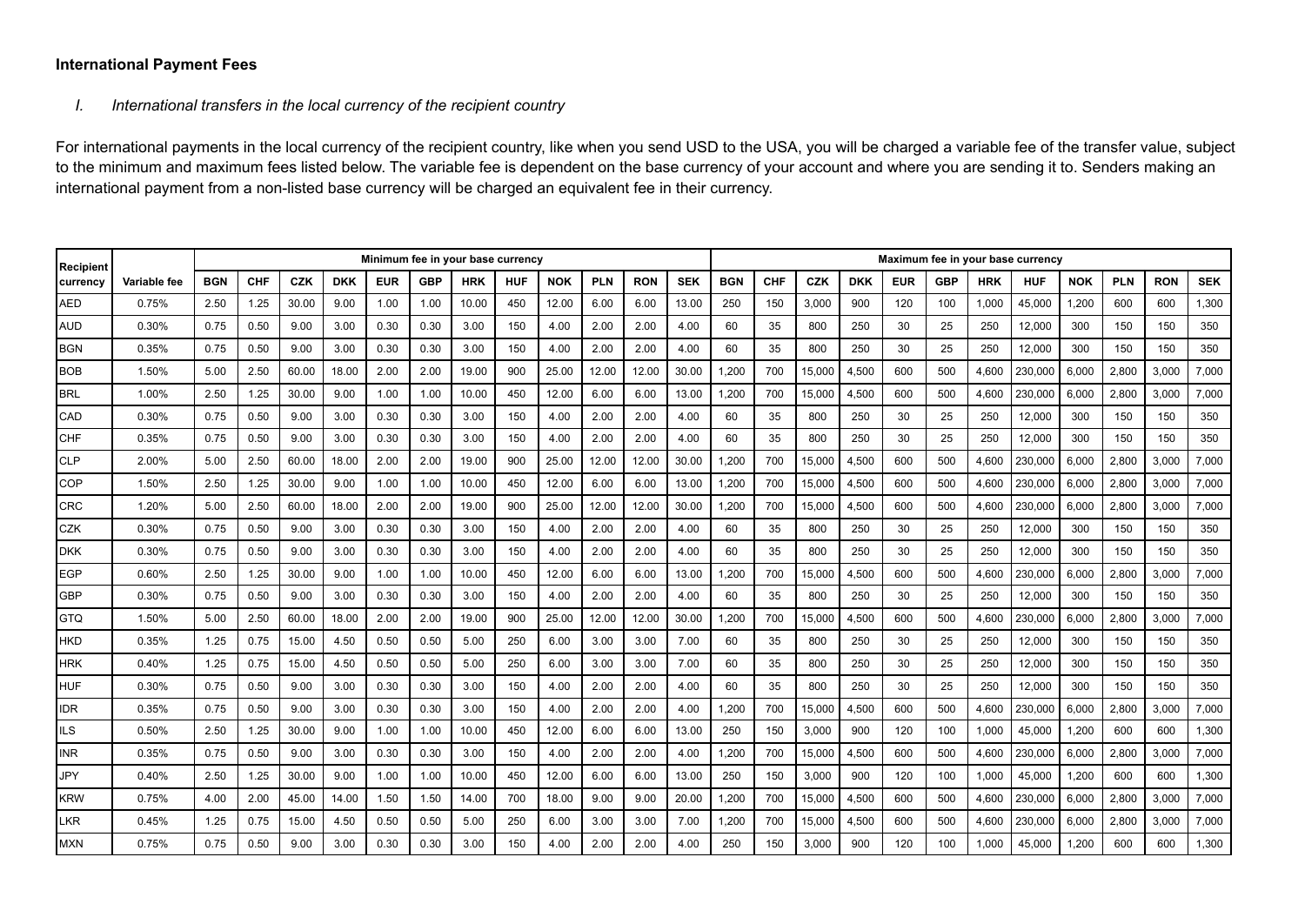**International Payment Fees**

*I. International transfers in the local currency of the recipient country*

For international payments in the local currency of the recipient country, like when you send USD to the USA, you will be charged a variable fee of the transfer value, subject to the minimum and maximum fees listed below. The variable fee is dependent on the base currency of your account and where you are sending it to. Senders making an international payment from a non-listed base currency will be charged an equivalent fee in their currency.

| Recipient currency | Variable fee | Minimum fee in your base currency | | | | | | | | | | | | Maximum fee in your base currency | | | | | | | | | | | |
|---|---|---|---|---|---|---|---|---|---|---|---|---|---|---|---|---|---|---|---|---|---|---|---|---|---|
| | | BGN | CHF | CZK | DKK | EUR | GBP | HRK | HUF | NOK | PLN | RON | SEK | BGN | CHF | CZK | DKK | EUR | GBP | HRK | HUF | NOK | PLN | RON | SEK |
| AED | 0.75% | 2.50 | 1.25 | 30.00 | 9.00 | 1.00 | 1.00 | 10.00 | 450 | 12.00 | 6.00 | 6.00 | 13.00 | 250 | 150 | 3,000 | 900 | 120 | 100 | 1,000 | 45,000 | 1,200 | 600 | 600 | 1,300 |
| AUD | 0.30% | 0.75 | 0.50 | 9.00 | 3.00 | 0.30 | 0.30 | 3.00 | 150 | 4.00 | 2.00 | 2.00 | 4.00 | 60 | 35 | 800 | 250 | 30 | 25 | 250 | 12,000 | 300 | 150 | 150 | 350 |
| BGN | 0.35% | 0.75 | 0.50 | 9.00 | 3.00 | 0.30 | 0.30 | 3.00 | 150 | 4.00 | 2.00 | 2.00 | 4.00 | 60 | 35 | 800 | 250 | 30 | 25 | 250 | 12,000 | 300 | 150 | 150 | 350 |
| BOB | 1.50% | 5.00 | 2.50 | 60.00 | 18.00 | 2.00 | 2.00 | 19.00 | 900 | 25.00 | 12.00 | 12.00 | 30.00 | 1,200 | 700 | 15,000 | 4,500 | 600 | 500 | 4,600 | 230,000 | 6,000 | 2,800 | 3,000 | 7,000 |
| BRL | 1.00% | 2.50 | 1.25 | 30.00 | 9.00 | 1.00 | 1.00 | 10.00 | 450 | 12.00 | 6.00 | 6.00 | 13.00 | 1,200 | 700 | 15,000 | 4,500 | 600 | 500 | 4,600 | 230,000 | 6,000 | 2,800 | 3,000 | 7,000 |
| CAD | 0.30% | 0.75 | 0.50 | 9.00 | 3.00 | 0.30 | 0.30 | 3.00 | 150 | 4.00 | 2.00 | 2.00 | 4.00 | 60 | 35 | 800 | 250 | 30 | 25 | 250 | 12,000 | 300 | 150 | 150 | 350 |
| CHF | 0.35% | 0.75 | 0.50 | 9.00 | 3.00 | 0.30 | 0.30 | 3.00 | 150 | 4.00 | 2.00 | 2.00 | 4.00 | 60 | 35 | 800 | 250 | 30 | 25 | 250 | 12,000 | 300 | 150 | 150 | 350 |
| CLP | 2.00% | 5.00 | 2.50 | 60.00 | 18.00 | 2.00 | 2.00 | 19.00 | 900 | 25.00 | 12.00 | 12.00 | 30.00 | 1,200 | 700 | 15,000 | 4,500 | 600 | 500 | 4,600 | 230,000 | 6,000 | 2,800 | 3,000 | 7,000 |
| COP | 1.50% | 2.50 | 1.25 | 30.00 | 9.00 | 1.00 | 1.00 | 10.00 | 450 | 12.00 | 6.00 | 6.00 | 13.00 | 1,200 | 700 | 15,000 | 4,500 | 600 | 500 | 4,600 | 230,000 | 6,000 | 2,800 | 3,000 | 7,000 |
| CRC | 1.20% | 5.00 | 2.50 | 60.00 | 18.00 | 2.00 | 2.00 | 19.00 | 900 | 25.00 | 12.00 | 12.00 | 30.00 | 1,200 | 700 | 15,000 | 4,500 | 600 | 500 | 4,600 | 230,000 | 6,000 | 2,800 | 3,000 | 7,000 |
| CZK | 0.30% | 0.75 | 0.50 | 9.00 | 3.00 | 0.30 | 0.30 | 3.00 | 150 | 4.00 | 2.00 | 2.00 | 4.00 | 60 | 35 | 800 | 250 | 30 | 25 | 250 | 12,000 | 300 | 150 | 150 | 350 |
| DKK | 0.30% | 0.75 | 0.50 | 9.00 | 3.00 | 0.30 | 0.30 | 3.00 | 150 | 4.00 | 2.00 | 2.00 | 4.00 | 60 | 35 | 800 | 250 | 30 | 25 | 250 | 12,000 | 300 | 150 | 150 | 350 |
| EGP | 0.60% | 2.50 | 1.25 | 30.00 | 9.00 | 1.00 | 1.00 | 10.00 | 450 | 12.00 | 6.00 | 6.00 | 13.00 | 1,200 | 700 | 15,000 | 4,500 | 600 | 500 | 4,600 | 230,000 | 6,000 | 2,800 | 3,000 | 7,000 |
| GBP | 0.30% | 0.75 | 0.50 | 9.00 | 3.00 | 0.30 | 0.30 | 3.00 | 150 | 4.00 | 2.00 | 2.00 | 4.00 | 60 | 35 | 800 | 250 | 30 | 25 | 250 | 12,000 | 300 | 150 | 150 | 350 |
| GTQ | 1.50% | 5.00 | 2.50 | 60.00 | 18.00 | 2.00 | 2.00 | 19.00 | 900 | 25.00 | 12.00 | 12.00 | 30.00 | 1,200 | 700 | 15,000 | 4,500 | 600 | 500 | 4,600 | 230,000 | 6,000 | 2,800 | 3,000 | 7,000 |
| HKD | 0.35% | 1.25 | 0.75 | 15.00 | 4.50 | 0.50 | 0.50 | 5.00 | 250 | 6.00 | 3.00 | 3.00 | 7.00 | 60 | 35 | 800 | 250 | 30 | 25 | 250 | 12,000 | 300 | 150 | 150 | 350 |
| HRK | 0.40% | 1.25 | 0.75 | 15.00 | 4.50 | 0.50 | 0.50 | 5.00 | 250 | 6.00 | 3.00 | 3.00 | 7.00 | 60 | 35 | 800 | 250 | 30 | 25 | 250 | 12,000 | 300 | 150 | 150 | 350 |
| HUF | 0.30% | 0.75 | 0.50 | 9.00 | 3.00 | 0.30 | 0.30 | 3.00 | 150 | 4.00 | 2.00 | 2.00 | 4.00 | 60 | 35 | 800 | 250 | 30 | 25 | 250 | 12,000 | 300 | 150 | 150 | 350 |
| IDR | 0.35% | 0.75 | 0.50 | 9.00 | 3.00 | 0.30 | 0.30 | 3.00 | 150 | 4.00 | 2.00 | 2.00 | 4.00 | 1,200 | 700 | 15,000 | 4,500 | 600 | 500 | 4,600 | 230,000 | 6,000 | 2,800 | 3,000 | 7,000 |
| ILS | 0.50% | 2.50 | 1.25 | 30.00 | 9.00 | 1.00 | 1.00 | 10.00 | 450 | 12.00 | 6.00 | 6.00 | 13.00 | 250 | 150 | 3,000 | 900 | 120 | 100 | 1,000 | 45,000 | 1,200 | 600 | 600 | 1,300 |
| INR | 0.35% | 0.75 | 0.50 | 9.00 | 3.00 | 0.30 | 0.30 | 3.00 | 150 | 4.00 | 2.00 | 2.00 | 4.00 | 1,200 | 700 | 15,000 | 4,500 | 600 | 500 | 4,600 | 230,000 | 6,000 | 2,800 | 3,000 | 7,000 |
| JPY | 0.40% | 2.50 | 1.25 | 30.00 | 9.00 | 1.00 | 1.00 | 10.00 | 450 | 12.00 | 6.00 | 6.00 | 13.00 | 250 | 150 | 3,000 | 900 | 120 | 100 | 1,000 | 45,000 | 1,200 | 600 | 600 | 1,300 |
| KRW | 0.75% | 4.00 | 2.00 | 45.00 | 14.00 | 1.50 | 1.50 | 14.00 | 700 | 18.00 | 9.00 | 9.00 | 20.00 | 1,200 | 700 | 15,000 | 4,500 | 600 | 500 | 4,600 | 230,000 | 6,000 | 2,800 | 3,000 | 7,000 |
| LKR | 0.45% | 1.25 | 0.75 | 15.00 | 4.50 | 0.50 | 0.50 | 5.00 | 250 | 6.00 | 3.00 | 3.00 | 7.00 | 1,200 | 700 | 15,000 | 4,500 | 600 | 500 | 4,600 | 230,000 | 6,000 | 2,800 | 3,000 | 7,000 |
| MXN | 0.75% | 0.75 | 0.50 | 9.00 | 3.00 | 0.30 | 0.30 | 3.00 | 150 | 4.00 | 2.00 | 2.00 | 4.00 | 250 | 150 | 3,000 | 900 | 120 | 100 | 1,000 | 45,000 | 1,200 | 600 | 600 | 1,300 |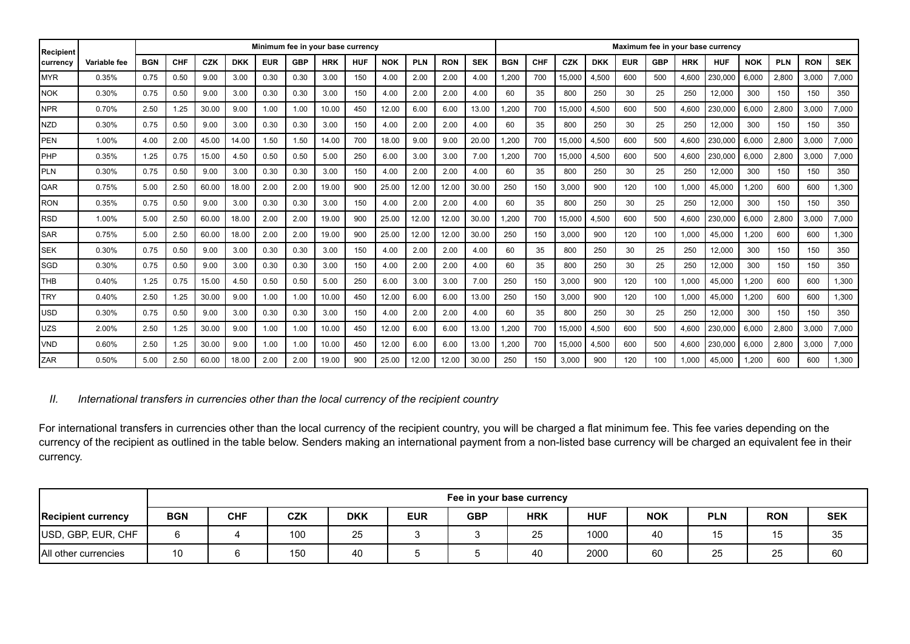| Recipient currency | Variable fee | Minimum fee in your base currency | | | | | | | | | | | | Maximum fee in your base currency | | | | | | | | | | | |
|---|---|---|---|---|---|---|---|---|---|---|---|---|---|---|---|---|---|---|---|---|---|---|---|---|---|
| | | BGN | CHF | CZK | DKK | EUR | GBP | HRK | HUF | NOK | PLN | RON | SEK | BGN | CHF | CZK | DKK | EUR | GBP | HRK | HUF | NOK | PLN | RON | SEK |
| MYR | 0.35% | 0.75 | 0.50 | 9.00 | 3.00 | 0.30 | 0.30 | 3.00 | 150 | 4.00 | 2.00 | 2.00 | 4.00 | 1,200 | 700 | 15,000 | 4,500 | 600 | 500 | 4,600 | 230,000 | 6,000 | 2,800 | 3,000 | 7,000 |
| NOK | 0.30% | 0.75 | 0.50 | 9.00 | 3.00 | 0.30 | 0.30 | 3.00 | 150 | 4.00 | 2.00 | 2.00 | 4.00 | 60 | 35 | 800 | 250 | 30 | 25 | 250 | 12,000 | 300 | 150 | 150 | 350 |
| NPR | 0.70% | 2.50 | 1.25 | 30.00 | 9.00 | 1.00 | 1.00 | 10.00 | 450 | 12.00 | 6.00 | 6.00 | 13.00 | 1,200 | 700 | 15,000 | 4,500 | 600 | 500 | 4,600 | 230,000 | 6,000 | 2,800 | 3,000 | 7,000 |
| NZD | 0.30% | 0.75 | 0.50 | 9.00 | 3.00 | 0.30 | 0.30 | 3.00 | 150 | 4.00 | 2.00 | 2.00 | 4.00 | 60 | 35 | 800 | 250 | 30 | 25 | 250 | 12,000 | 300 | 150 | 150 | 350 |
| PEN | 1.00% | 4.00 | 2.00 | 45.00 | 14.00 | 1.50 | 1.50 | 14.00 | 700 | 18.00 | 9.00 | 9.00 | 20.00 | 1,200 | 700 | 15,000 | 4,500 | 600 | 500 | 4,600 | 230,000 | 6,000 | 2,800 | 3,000 | 7,000 |
| PHP | 0.35% | 1.25 | 0.75 | 15.00 | 4.50 | 0.50 | 0.50 | 5.00 | 250 | 6.00 | 3.00 | 3.00 | 7.00 | 1,200 | 700 | 15,000 | 4,500 | 600 | 500 | 4,600 | 230,000 | 6,000 | 2,800 | 3,000 | 7,000 |
| PLN | 0.30% | 0.75 | 0.50 | 9.00 | 3.00 | 0.30 | 0.30 | 3.00 | 150 | 4.00 | 2.00 | 2.00 | 4.00 | 60 | 35 | 800 | 250 | 30 | 25 | 250 | 12,000 | 300 | 150 | 150 | 350 |
| QAR | 0.75% | 5.00 | 2.50 | 60.00 | 18.00 | 2.00 | 2.00 | 19.00 | 900 | 25.00 | 12.00 | 12.00 | 30.00 | 250 | 150 | 3,000 | 900 | 120 | 100 | 1,000 | 45,000 | 1,200 | 600 | 600 | 1,300 |
| RON | 0.35% | 0.75 | 0.50 | 9.00 | 3.00 | 0.30 | 0.30 | 3.00 | 150 | 4.00 | 2.00 | 2.00 | 4.00 | 60 | 35 | 800 | 250 | 30 | 25 | 250 | 12,000 | 300 | 150 | 150 | 350 |
| RSD | 1.00% | 5.00 | 2.50 | 60.00 | 18.00 | 2.00 | 2.00 | 19.00 | 900 | 25.00 | 12.00 | 12.00 | 30.00 | 1,200 | 700 | 15,000 | 4,500 | 600 | 500 | 4,600 | 230,000 | 6,000 | 2,800 | 3,000 | 7,000 |
| SAR | 0.75% | 5.00 | 2.50 | 60.00 | 18.00 | 2.00 | 2.00 | 19.00 | 900 | 25.00 | 12.00 | 12.00 | 30.00 | 250 | 150 | 3,000 | 900 | 120 | 100 | 1,000 | 45,000 | 1,200 | 600 | 600 | 1,300 |
| SEK | 0.30% | 0.75 | 0.50 | 9.00 | 3.00 | 0.30 | 0.30 | 3.00 | 150 | 4.00 | 2.00 | 2.00 | 4.00 | 60 | 35 | 800 | 250 | 30 | 25 | 250 | 12,000 | 300 | 150 | 150 | 350 |
| SGD | 0.30% | 0.75 | 0.50 | 9.00 | 3.00 | 0.30 | 0.30 | 3.00 | 150 | 4.00 | 2.00 | 2.00 | 4.00 | 60 | 35 | 800 | 250 | 30 | 25 | 250 | 12,000 | 300 | 150 | 150 | 350 |
| THB | 0.40% | 1.25 | 0.75 | 15.00 | 4.50 | 0.50 | 0.50 | 5.00 | 250 | 6.00 | 3.00 | 3.00 | 7.00 | 250 | 150 | 3,000 | 900 | 120 | 100 | 1,000 | 45,000 | 1,200 | 600 | 600 | 1,300 |
| TRY | 0.40% | 2.50 | 1.25 | 30.00 | 9.00 | 1.00 | 1.00 | 10.00 | 450 | 12.00 | 6.00 | 6.00 | 13.00 | 250 | 150 | 3,000 | 900 | 120 | 100 | 1,000 | 45,000 | 1,200 | 600 | 600 | 1,300 |
| USD | 0.30% | 0.75 | 0.50 | 9.00 | 3.00 | 0.30 | 0.30 | 3.00 | 150 | 4.00 | 2.00 | 2.00 | 4.00 | 60 | 35 | 800 | 250 | 30 | 25 | 250 | 12,000 | 300 | 150 | 150 | 350 |
| UZS | 2.00% | 2.50 | 1.25 | 30.00 | 9.00 | 1.00 | 1.00 | 10.00 | 450 | 12.00 | 6.00 | 6.00 | 13.00 | 1,200 | 700 | 15,000 | 4,500 | 600 | 500 | 4,600 | 230,000 | 6,000 | 2,800 | 3,000 | 7,000 |
| VND | 0.60% | 2.50 | 1.25 | 30.00 | 9.00 | 1.00 | 1.00 | 10.00 | 450 | 12.00 | 6.00 | 6.00 | 13.00 | 1,200 | 700 | 15,000 | 4,500 | 600 | 500 | 4,600 | 230,000 | 6,000 | 2,800 | 3,000 | 7,000 |
| ZAR | 0.50% | 5.00 | 2.50 | 60.00 | 18.00 | 2.00 | 2.00 | 19.00 | 900 | 25.00 | 12.00 | 12.00 | 30.00 | 250 | 150 | 3,000 | 900 | 120 | 100 | 1,000 | 45,000 | 1,200 | 600 | 600 | 1,300 |

## II. *International transfers in currencies other than the local currency of the recipient country*

For international transfers in currencies other than the local currency of the recipient country, you will be charged a flat minimum fee. This fee varies depending on the currency of the recipient as outlined in the table below. Senders making an international payment from a non-listed base currency will be charged an equivalent fee in their currency.

| | Fee in your base currency | | | | | | | | | | | |
|---|---|---|---|---|---|---|---|---|---|---|---|---|
| **Recipient currency** | **BGN** | **CHF** | **CZK** | **DKK** | **EUR** | **GBP** | **HRK** | **HUF** | **NOK** | **PLN** | **RON** | **SEK** |
| USD, GBP, EUR, CHF | 6 | 4 | 100 | 25 | 3 | 3 | 25 | 1000 | 40 | 15 | 15 | 35 |
| All other currencies | 10 | 6 | 150 | 40 | 5 | 5 | 40 | 2000 | 60 | 25 | 25 | 60 |